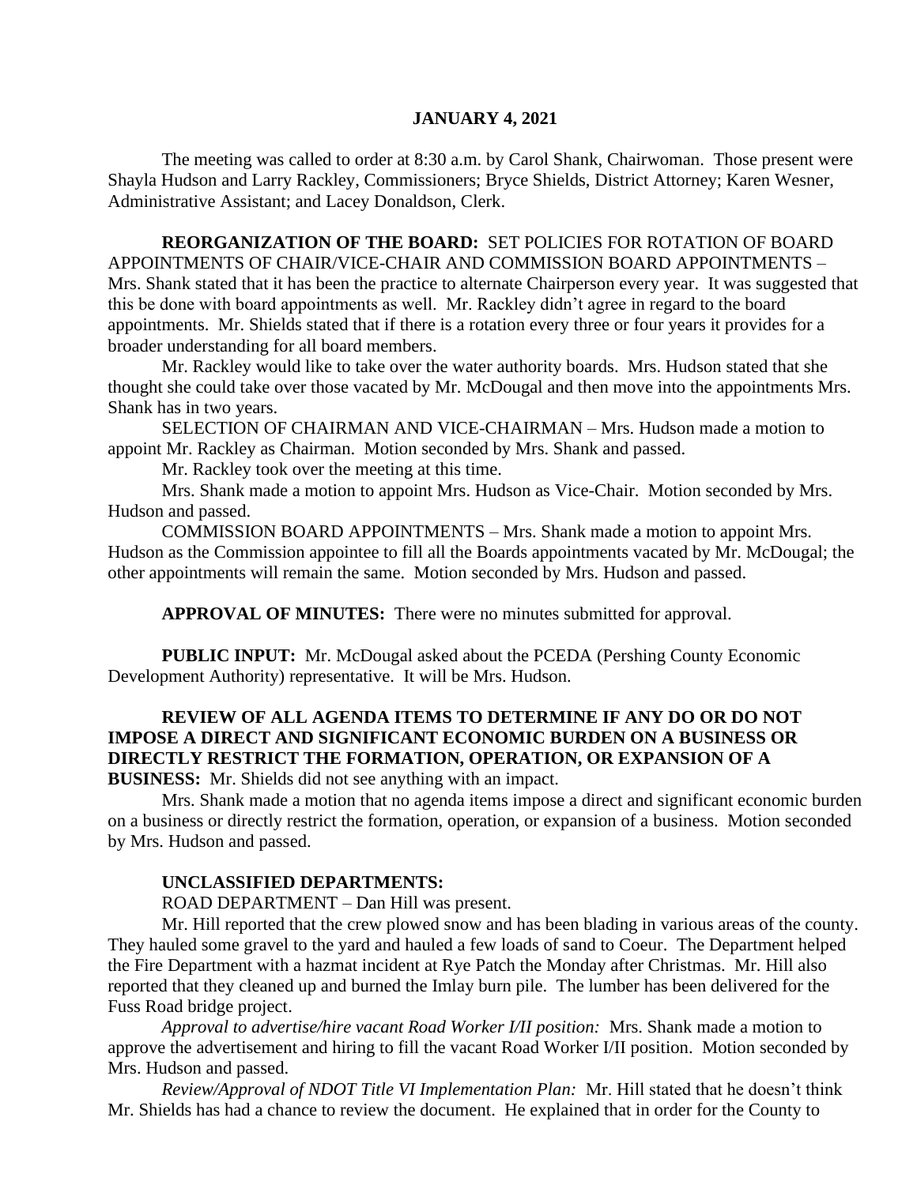**JANUARY 4, 2021**

The meeting was called to order at 8:30 a.m. by Carol Shank, Chairwoman. Those present were Shayla Hudson and Larry Rackley, Commissioners; Bryce Shields, District Attorney; Karen Wesner, Administrative Assistant; and Lacey Donaldson, Clerk.

**REORGANIZATION OF THE BOARD:** SET POLICIES FOR ROTATION OF BOARD APPOINTMENTS OF CHAIR/VICE-CHAIR AND COMMISSION BOARD APPOINTMENTS – Mrs. Shank stated that it has been the practice to alternate Chairperson every year. It was suggested that this be done with board appointments as well. Mr. Rackley didn't agree in regard to the board appointments. Mr. Shields stated that if there is a rotation every three or four years it provides for a broader understanding for all board members.

Mr. Rackley would like to take over the water authority boards. Mrs. Hudson stated that she thought she could take over those vacated by Mr. McDougal and then move into the appointments Mrs. Shank has in two years.

SELECTION OF CHAIRMAN AND VICE-CHAIRMAN – Mrs. Hudson made a motion to appoint Mr. Rackley as Chairman. Motion seconded by Mrs. Shank and passed.

Mr. Rackley took over the meeting at this time.

Mrs. Shank made a motion to appoint Mrs. Hudson as Vice-Chair. Motion seconded by Mrs. Hudson and passed.

COMMISSION BOARD APPOINTMENTS – Mrs. Shank made a motion to appoint Mrs. Hudson as the Commission appointee to fill all the Boards appointments vacated by Mr. McDougal; the other appointments will remain the same. Motion seconded by Mrs. Hudson and passed.

**APPROVAL OF MINUTES:** There were no minutes submitted for approval.

**PUBLIC INPUT:** Mr. McDougal asked about the PCEDA (Pershing County Economic Development Authority) representative. It will be Mrs. Hudson.

**REVIEW OF ALL AGENDA ITEMS TO DETERMINE IF ANY DO OR DO NOT IMPOSE A DIRECT AND SIGNIFICANT ECONOMIC BURDEN ON A BUSINESS OR DIRECTLY RESTRICT THE FORMATION, OPERATION, OR EXPANSION OF A BUSINESS:** Mr. Shields did not see anything with an impact.

Mrs. Shank made a motion that no agenda items impose a direct and significant economic burden on a business or directly restrict the formation, operation, or expansion of a business. Motion seconded by Mrs. Hudson and passed.

**UNCLASSIFIED DEPARTMENTS:**

ROAD DEPARTMENT – Dan Hill was present.

Mr. Hill reported that the crew plowed snow and has been blading in various areas of the county. They hauled some gravel to the yard and hauled a few loads of sand to Coeur. The Department helped the Fire Department with a hazmat incident at Rye Patch the Monday after Christmas. Mr. Hill also reported that they cleaned up and burned the Imlay burn pile. The lumber has been delivered for the Fuss Road bridge project.

*Approval to advertise/hire vacant Road Worker I/II position:* Mrs. Shank made a motion to approve the advertisement and hiring to fill the vacant Road Worker I/II position. Motion seconded by Mrs. Hudson and passed.

*Review/Approval of NDOT Title VI Implementation Plan:* Mr. Hill stated that he doesn't think Mr. Shields has had a chance to review the document. He explained that in order for the County to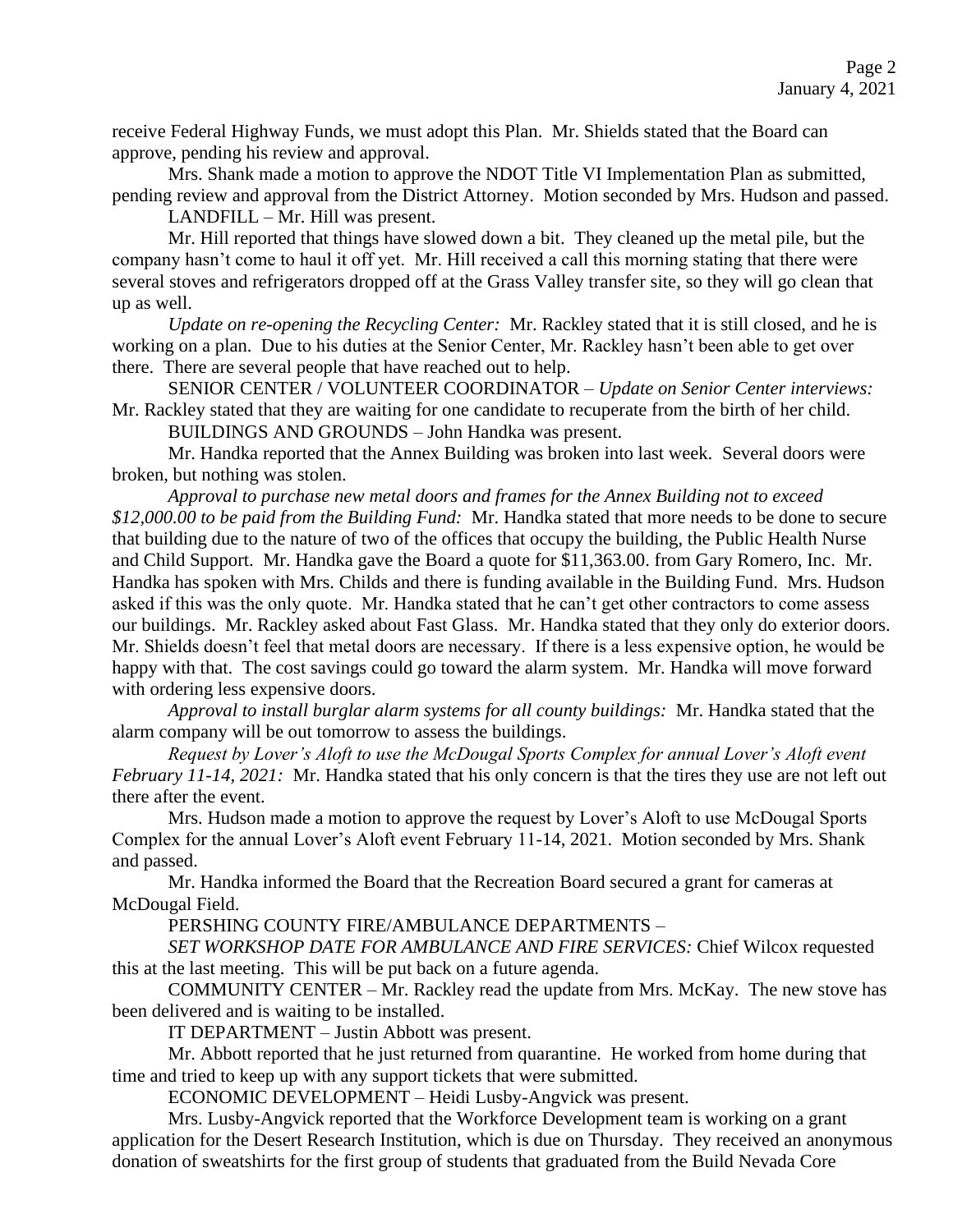receive Federal Highway Funds, we must adopt this Plan. Mr. Shields stated that the Board can approve, pending his review and approval.

Mrs. Shank made a motion to approve the NDOT Title VI Implementation Plan as submitted, pending review and approval from the District Attorney. Motion seconded by Mrs. Hudson and passed.

LANDFILL – Mr. Hill was present.

Mr. Hill reported that things have slowed down a bit. They cleaned up the metal pile, but the company hasn't come to haul it off yet. Mr. Hill received a call this morning stating that there were several stoves and refrigerators dropped off at the Grass Valley transfer site, so they will go clean that up as well.

*Update on re-opening the Recycling Center:* Mr. Rackley stated that it is still closed, and he is working on a plan. Due to his duties at the Senior Center, Mr. Rackley hasn't been able to get over there. There are several people that have reached out to help.

SENIOR CENTER / VOLUNTEER COORDINATOR – *Update on Senior Center interviews:* Mr. Rackley stated that they are waiting for one candidate to recuperate from the birth of her child.

BUILDINGS AND GROUNDS – John Handka was present.

Mr. Handka reported that the Annex Building was broken into last week. Several doors were broken, but nothing was stolen.

*Approval to purchase new metal doors and frames for the Annex Building not to exceed $12,000.00 to be paid from the Building Fund:* Mr. Handka stated that more needs to be done to secure that building due to the nature of two of the offices that occupy the building, the Public Health Nurse and Child Support. Mr. Handka gave the Board a quote for $11,363.00. from Gary Romero, Inc. Mr. Handka has spoken with Mrs. Childs and there is funding available in the Building Fund. Mrs. Hudson asked if this was the only quote. Mr. Handka stated that he can't get other contractors to come assess our buildings. Mr. Rackley asked about Fast Glass. Mr. Handka stated that they only do exterior doors. Mr. Shields doesn't feel that metal doors are necessary. If there is a less expensive option, he would be happy with that. The cost savings could go toward the alarm system. Mr. Handka will move forward with ordering less expensive doors.

*Approval to install burglar alarm systems for all county buildings:* Mr. Handka stated that the alarm company will be out tomorrow to assess the buildings.

*Request by Lover's Aloft to use the McDougal Sports Complex for annual Lover's Aloft event February 11-14, 2021:* Mr. Handka stated that his only concern is that the tires they use are not left out there after the event.

Mrs. Hudson made a motion to approve the request by Lover's Aloft to use McDougal Sports Complex for the annual Lover's Aloft event February 11-14, 2021. Motion seconded by Mrs. Shank and passed.

Mr. Handka informed the Board that the Recreation Board secured a grant for cameras at McDougal Field.

PERSHING COUNTY FIRE/AMBULANCE DEPARTMENTS –

*SET WORKSHOP DATE FOR AMBULANCE AND FIRE SERVICES:* Chief Wilcox requested this at the last meeting. This will be put back on a future agenda.

COMMUNITY CENTER – Mr. Rackley read the update from Mrs. McKay. The new stove has been delivered and is waiting to be installed.

IT DEPARTMENT – Justin Abbott was present.

Mr. Abbott reported that he just returned from quarantine. He worked from home during that time and tried to keep up with any support tickets that were submitted.

ECONOMIC DEVELOPMENT – Heidi Lusby-Angvick was present.

Mrs. Lusby-Angvick reported that the Workforce Development team is working on a grant application for the Desert Research Institution, which is due on Thursday. They received an anonymous donation of sweatshirts for the first group of students that graduated from the Build Nevada Core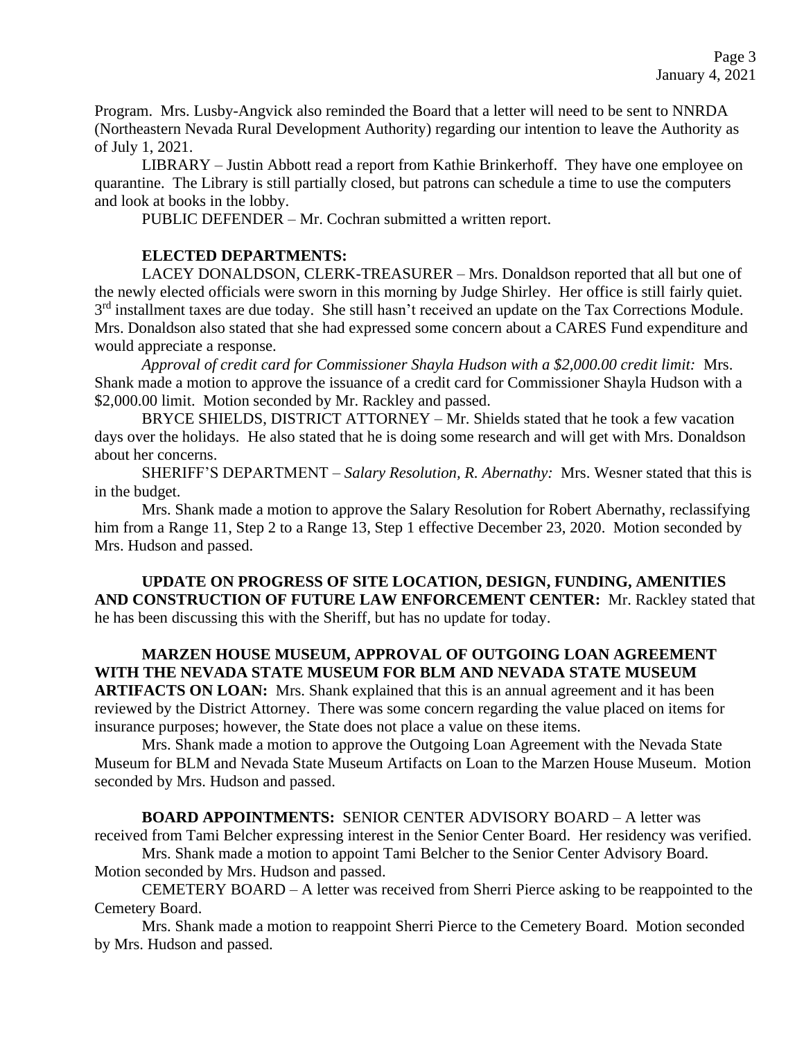Program. Mrs. Lusby-Angvick also reminded the Board that a letter will need to be sent to NNRDA (Northeastern Nevada Rural Development Authority) regarding our intention to leave the Authority as of July 1, 2021.

LIBRARY – Justin Abbott read a report from Kathie Brinkerhoff. They have one employee on quarantine. The Library is still partially closed, but patrons can schedule a time to use the computers and look at books in the lobby.

PUBLIC DEFENDER – Mr. Cochran submitted a written report.

**ELECTED DEPARTMENTS:**

LACEY DONALDSON, CLERK-TREASURER – Mrs. Donaldson reported that all but one of the newly elected officials were sworn in this morning by Judge Shirley. Her office is still fairly quiet. 3rd installment taxes are due today. She still hasn't received an update on the Tax Corrections Module. Mrs. Donaldson also stated that she had expressed some concern about a CARES Fund expenditure and would appreciate a response.

*Approval of credit card for Commissioner Shayla Hudson with a $2,000.00 credit limit:* Mrs. Shank made a motion to approve the issuance of a credit card for Commissioner Shayla Hudson with a $2,000.00 limit. Motion seconded by Mr. Rackley and passed.

BRYCE SHIELDS, DISTRICT ATTORNEY – Mr. Shields stated that he took a few vacation days over the holidays. He also stated that he is doing some research and will get with Mrs. Donaldson about her concerns.

SHERIFF'S DEPARTMENT – *Salary Resolution, R. Abernathy:* Mrs. Wesner stated that this is in the budget.

Mrs. Shank made a motion to approve the Salary Resolution for Robert Abernathy, reclassifying him from a Range 11, Step 2 to a Range 13, Step 1 effective December 23, 2020. Motion seconded by Mrs. Hudson and passed.

**UPDATE ON PROGRESS OF SITE LOCATION, DESIGN, FUNDING, AMENITIES AND CONSTRUCTION OF FUTURE LAW ENFORCEMENT CENTER:** Mr. Rackley stated that he has been discussing this with the Sheriff, but has no update for today.

**MARZEN HOUSE MUSEUM, APPROVAL OF OUTGOING LOAN AGREEMENT WITH THE NEVADA STATE MUSEUM FOR BLM AND NEVADA STATE MUSEUM ARTIFACTS ON LOAN:** Mrs. Shank explained that this is an annual agreement and it has been reviewed by the District Attorney. There was some concern regarding the value placed on items for insurance purposes; however, the State does not place a value on these items.

Mrs. Shank made a motion to approve the Outgoing Loan Agreement with the Nevada State Museum for BLM and Nevada State Museum Artifacts on Loan to the Marzen House Museum. Motion seconded by Mrs. Hudson and passed.

**BOARD APPOINTMENTS:** SENIOR CENTER ADVISORY BOARD – A letter was received from Tami Belcher expressing interest in the Senior Center Board. Her residency was verified.

Mrs. Shank made a motion to appoint Tami Belcher to the Senior Center Advisory Board. Motion seconded by Mrs. Hudson and passed.

CEMETERY BOARD – A letter was received from Sherri Pierce asking to be reappointed to the Cemetery Board.

Mrs. Shank made a motion to reappoint Sherri Pierce to the Cemetery Board. Motion seconded by Mrs. Hudson and passed.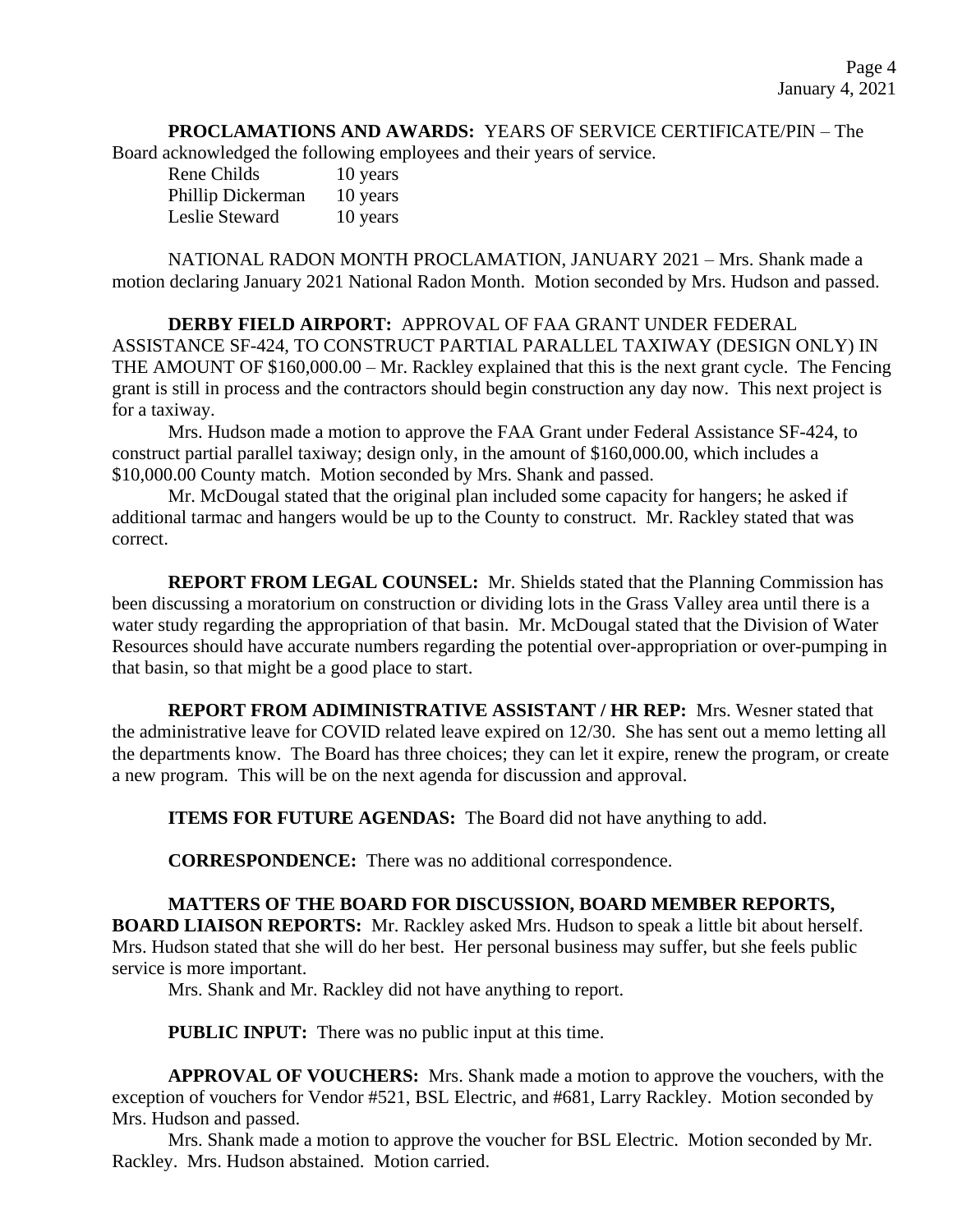**PROCLAMATIONS AND AWARDS:** YEARS OF SERVICE CERTIFICATE/PIN – The Board acknowledged the following employees and their years of service.

| | |
|---|---|
| Rene Childs | 10 years |
| Phillip Dickerman | 10 years |
| Leslie Steward | 10 years |

NATIONAL RADON MONTH PROCLAMATION, JANUARY 2021 – Mrs. Shank made a motion declaring January 2021 National Radon Month. Motion seconded by Mrs. Hudson and passed.

**DERBY FIELD AIRPORT:** APPROVAL OF FAA GRANT UNDER FEDERAL ASSISTANCE SF-424, TO CONSTRUCT PARTIAL PARALLEL TAXIWAY (DESIGN ONLY) IN THE AMOUNT OF $160,000.00 – Mr. Rackley explained that this is the next grant cycle. The Fencing grant is still in process and the contractors should begin construction any day now. This next project is for a taxiway.

Mrs. Hudson made a motion to approve the FAA Grant under Federal Assistance SF-424, to construct partial parallel taxiway; design only, in the amount of $160,000.00, which includes a $10,000.00 County match. Motion seconded by Mrs. Shank and passed.

Mr. McDougal stated that the original plan included some capacity for hangers; he asked if additional tarmac and hangers would be up to the County to construct. Mr. Rackley stated that was correct.

**REPORT FROM LEGAL COUNSEL:** Mr. Shields stated that the Planning Commission has been discussing a moratorium on construction or dividing lots in the Grass Valley area until there is a water study regarding the appropriation of that basin. Mr. McDougal stated that the Division of Water Resources should have accurate numbers regarding the potential over-appropriation or over-pumping in that basin, so that might be a good place to start.

**REPORT FROM ADIMINISTRATIVE ASSISTANT / HR REP:** Mrs. Wesner stated that the administrative leave for COVID related leave expired on 12/30. She has sent out a memo letting all the departments know. The Board has three choices; they can let it expire, renew the program, or create a new program. This will be on the next agenda for discussion and approval.

**ITEMS FOR FUTURE AGENDAS:** The Board did not have anything to add.

**CORRESPONDENCE:** There was no additional correspondence.

**MATTERS OF THE BOARD FOR DISCUSSION, BOARD MEMBER REPORTS, BOARD LIAISON REPORTS:** Mr. Rackley asked Mrs. Hudson to speak a little bit about herself. Mrs. Hudson stated that she will do her best. Her personal business may suffer, but she feels public service is more important.

Mrs. Shank and Mr. Rackley did not have anything to report.

**PUBLIC INPUT:** There was no public input at this time.

**APPROVAL OF VOUCHERS:** Mrs. Shank made a motion to approve the vouchers, with the exception of vouchers for Vendor #521, BSL Electric, and #681, Larry Rackley. Motion seconded by Mrs. Hudson and passed.

Mrs. Shank made a motion to approve the voucher for BSL Electric. Motion seconded by Mr. Rackley. Mrs. Hudson abstained. Motion carried.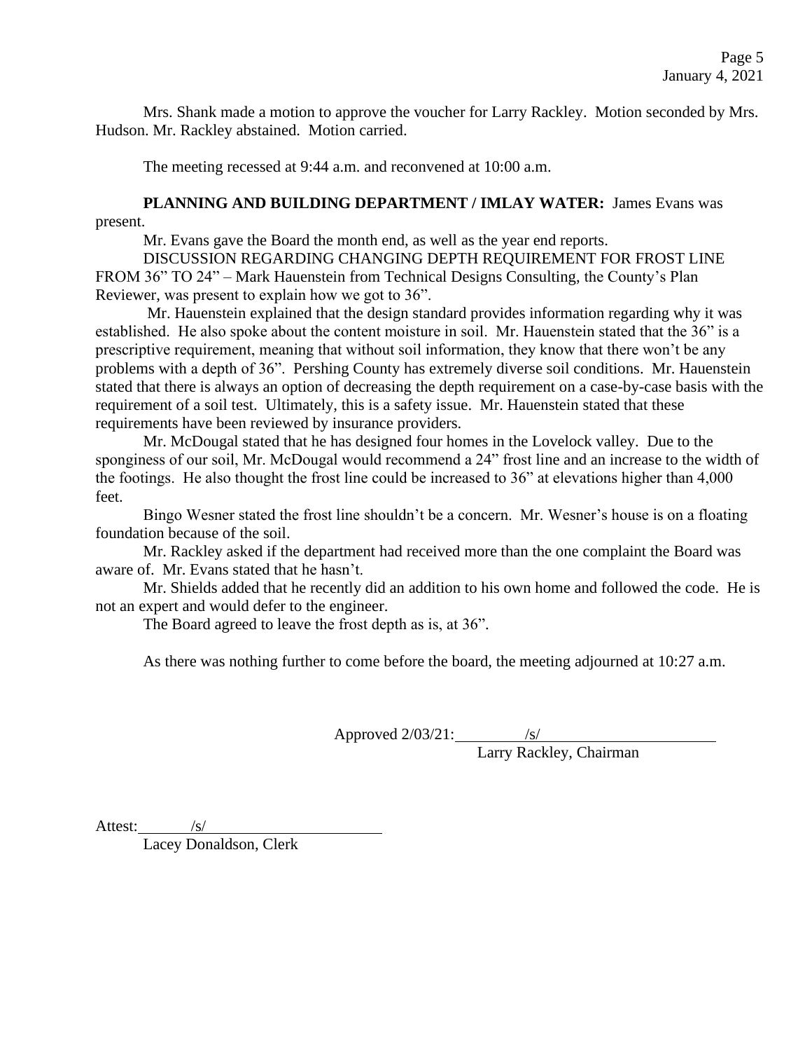Mrs. Shank made a motion to approve the voucher for Larry Rackley. Motion seconded by Mrs. Hudson. Mr. Rackley abstained. Motion carried.

The meeting recessed at 9:44 a.m. and reconvened at 10:00 a.m.

**PLANNING AND BUILDING DEPARTMENT / IMLAY WATER:** James Evans was present.

Mr. Evans gave the Board the month end, as well as the year end reports.

DISCUSSION REGARDING CHANGING DEPTH REQUIREMENT FOR FROST LINE FROM 36" TO 24" – Mark Hauenstein from Technical Designs Consulting, the County's Plan Reviewer, was present to explain how we got to 36".

Mr. Hauenstein explained that the design standard provides information regarding why it was established. He also spoke about the content moisture in soil. Mr. Hauenstein stated that the 36" is a prescriptive requirement, meaning that without soil information, they know that there won't be any problems with a depth of 36". Pershing County has extremely diverse soil conditions. Mr. Hauenstein stated that there is always an option of decreasing the depth requirement on a case-by-case basis with the requirement of a soil test. Ultimately, this is a safety issue. Mr. Hauenstein stated that these requirements have been reviewed by insurance providers.

Mr. McDougal stated that he has designed four homes in the Lovelock valley. Due to the sponginess of our soil, Mr. McDougal would recommend a 24" frost line and an increase to the width of the footings. He also thought the frost line could be increased to 36" at elevations higher than 4,000 feet.

Bingo Wesner stated the frost line shouldn't be a concern. Mr. Wesner's house is on a floating foundation because of the soil.

Mr. Rackley asked if the department had received more than the one complaint the Board was aware of. Mr. Evans stated that he hasn't.

Mr. Shields added that he recently did an addition to his own home and followed the code. He is not an expert and would defer to the engineer.

The Board agreed to leave the frost depth as is, at 36".

As there was nothing further to come before the board, the meeting adjourned at 10:27 a.m.

Approved 2/03/21: /s/
Larry Rackley, Chairman

Attest: /s/
Lacey Donaldson, Clerk